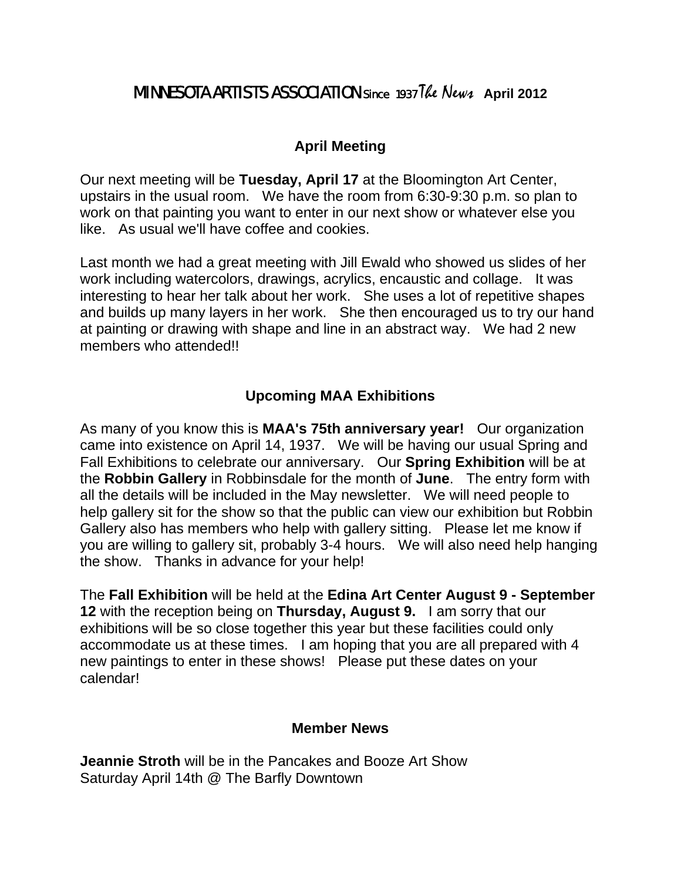MINNESOTA ARTISTS ASSOCIATION Since 1937 *The News* **April 2012**

## April Meeting

Our next meeting will be **Tuesday, April 17** at the Bloomington Art Center, upstairs in the usual room. We have the room from 6:30-9:30 p.m. so plan to work on that painting you want to enter in our next show or whatever else you like. As usual we'll have coffee and cookies.

Last month we had a great meeting with Jill Ewald who showed us slides of her work including watercolors, drawings, acrylics, encaustic and collage. It was interesting to hear her talk about her work. She uses a lot of repetitive shapes and builds up many layers in her work. She then encouraged us to try our hand at painting or drawing with shape and line in an abstract way. We had 2 new members who attended!!

## Upcoming MAA Exhibitions

As many of you know this is **MAA's 75th anniversary year!** Our organization came into existence on April 14, 1937. We will be having our usual Spring and Fall Exhibitions to celebrate our anniversary. Our **Spring Exhibition** will be at the **Robbin Gallery** in Robbinsdale for the month of **June**. The entry form with all the details will be included in the May newsletter. We will need people to help gallery sit for the show so that the public can view our exhibition but Robbin Gallery also has members who help with gallery sitting. Please let me know if you are willing to gallery sit, probably 3-4 hours. We will also need help hanging the show. Thanks in advance for your help!

The **Fall Exhibition** will be held at the **Edina Art Center August 9 - September 12** with the reception being on **Thursday, August 9.** I am sorry that our exhibitions will be so close together this year but these facilities could only accommodate us at these times. I am hoping that you are all prepared with 4 new paintings to enter in these shows! Please put these dates on your calendar!

## Member News

**Jeannie Stroth** will be in the Pancakes and Booze Art Show
Saturday April 14th @ The Barfly Downtown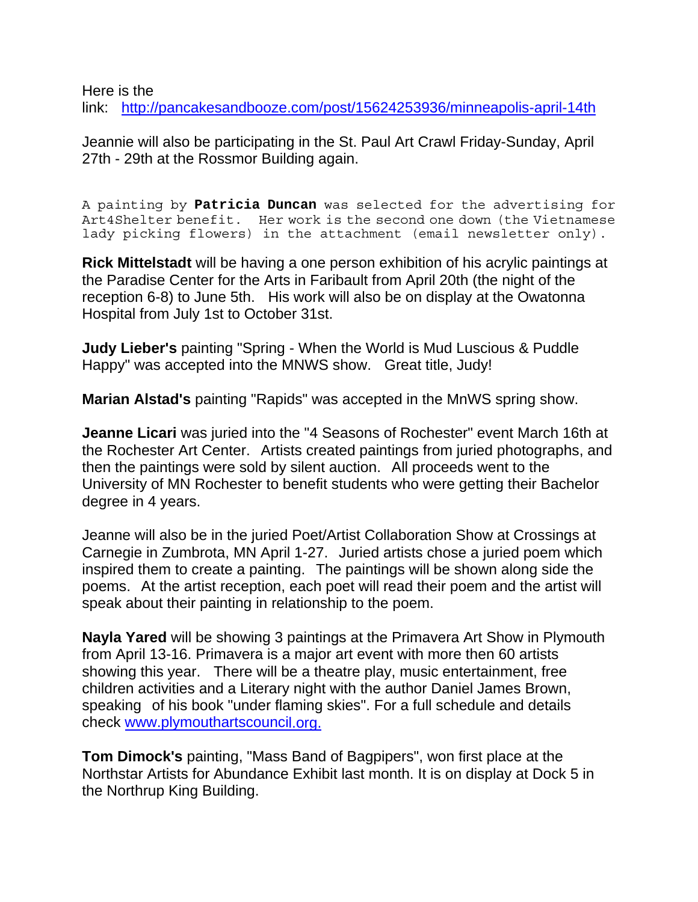Here is the link: [http://pancakesandbooze.com/post/15624253936/minneapolis-april-14th](http://pancakesandbooze.com/post/15624253936/minneapolis-april-14th)

Jeannie will also be participating in the St. Paul Art Crawl Friday-Sunday, April 27th - 29th at the Rossmor Building again.

A painting by **Patricia Duncan** was selected for the advertising for Art4Shelter benefit. Her work is the second one down (the Vietnamese lady picking flowers) in the attachment (email newsletter only).

**Rick Mittelstadt** will be having a one person exhibition of his acrylic paintings at the Paradise Center for the Arts in Faribault from April 20th (the night of the reception 6-8) to June 5th. His work will also be on display at the Owatonna Hospital from July 1st to October 31st.

**Judy Lieber's** painting "Spring - When the World is Mud Luscious & Puddle Happy" was accepted into the MNWS show. Great title, Judy!

**Marian Alstad's** painting "Rapids" was accepted in the MnWS spring show.

**Jeanne Licari** was juried into the "4 Seasons of Rochester" event March 16th at the Rochester Art Center. Artists created paintings from juried photographs, and then the paintings were sold by silent auction. All proceeds went to the University of MN Rochester to benefit students who were getting their Bachelor degree in 4 years.

Jeanne will also be in the juried Poet/Artist Collaboration Show at Crossings at Carnegie in Zumbrota, MN April 1-27. Juried artists chose a juried poem which inspired them to create a painting. The paintings will be shown along side the poems. At the artist reception, each poet will read their poem and the artist will speak about their painting in relationship to the poem.

**Nayla Yared** will be showing 3 paintings at the Primavera Art Show in Plymouth from April 13-16. Primavera is a major art event with more then 60 artists showing this year. There will be a theatre play, music entertainment, free children activities and a Literary night with the author Daniel James Brown, speaking of his book "under flaming skies". For a full schedule and details check [www.plymouthartscouncil.org.](http://www.plymouthartscouncil.org)

**Tom Dimock's** painting, "Mass Band of Bagpipers", won first place at the Northstar Artists for Abundance Exhibit last month. It is on display at Dock 5 in the Northrup King Building.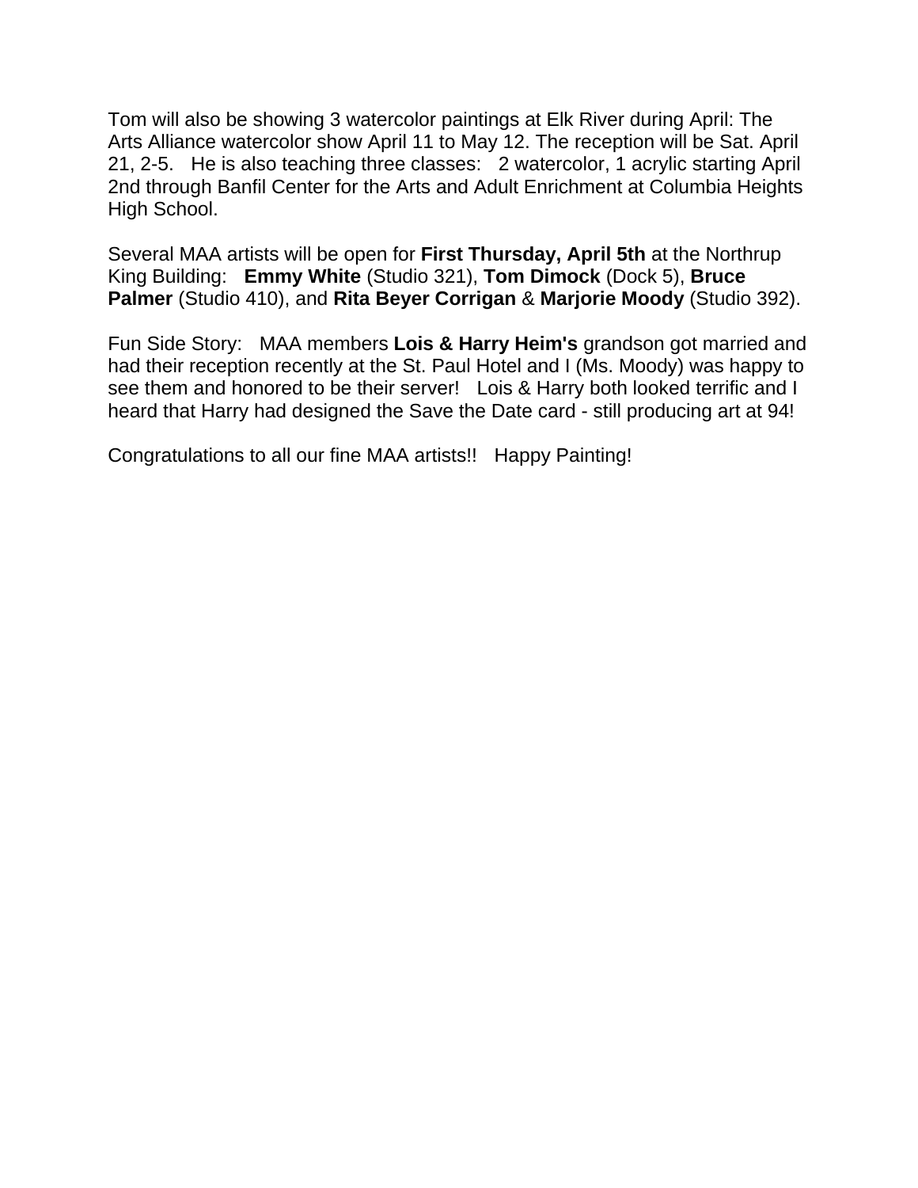Tom will also be showing 3 watercolor paintings at Elk River during April: The Arts Alliance watercolor show April 11 to May 12. The reception will be Sat. April 21, 2-5. He is also teaching three classes: 2 watercolor, 1 acrylic starting April 2nd through Banfil Center for the Arts and Adult Enrichment at Columbia Heights High School.

Several MAA artists will be open for **First Thursday, April 5th** at the Northrup King Building: **Emmy White** (Studio 321), **Tom Dimock** (Dock 5), **Bruce Palmer** (Studio 410), and **Rita Beyer Corrigan** & **Marjorie Moody** (Studio 392).

Fun Side Story: MAA members **Lois & Harry Heim's** grandson got married and had their reception recently at the St. Paul Hotel and I (Ms. Moody) was happy to see them and honored to be their server! Lois & Harry both looked terrific and I heard that Harry had designed the Save the Date card - still producing art at 94!

Congratulations to all our fine MAA artists!! Happy Painting!